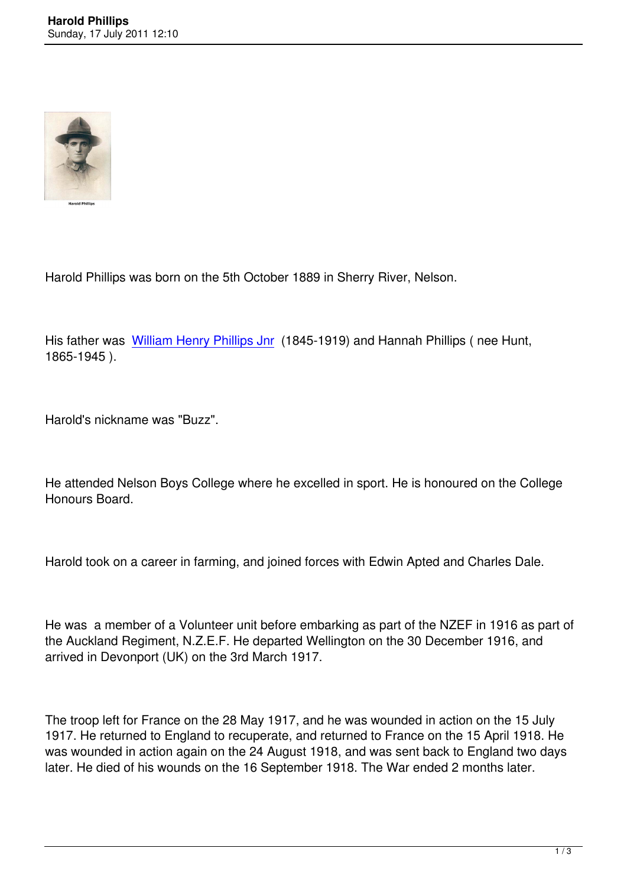Harold Phillips was born on the 5th October 1889 in Sherry River, Nelson.

His father was William Henry Phillips Jnr (1845-1919) and Hannah Phillips ( nee Hunt, 1865-1945 ).

Harold's nickname was "Buzz".

He attended Nelson Boys College where he excelled in sport. He is honoured on the College Honours Board.

Harold took on a career in farming, and joined forces with Edwin Apted and Charles Dale.

He was a member of a Volunteer unit before embarking as part of the NZEF in 1916 as part of the Auckland Regiment, N.Z.E.F. He departed Wellington on the 30 December 1916, and arrived in Devonport (UK) on the 3rd March 1917.

The troop left for France on the 28 May 1917, and he was wounded in action on the 15 July 1917. He returned to England to recuperate, and returned to France on the 15 April 1918. He was wounded in action again on the 24 August 1918, and was sent back to England two days later. He died of his wounds on the 16 September 1918. The War ended 2 months later.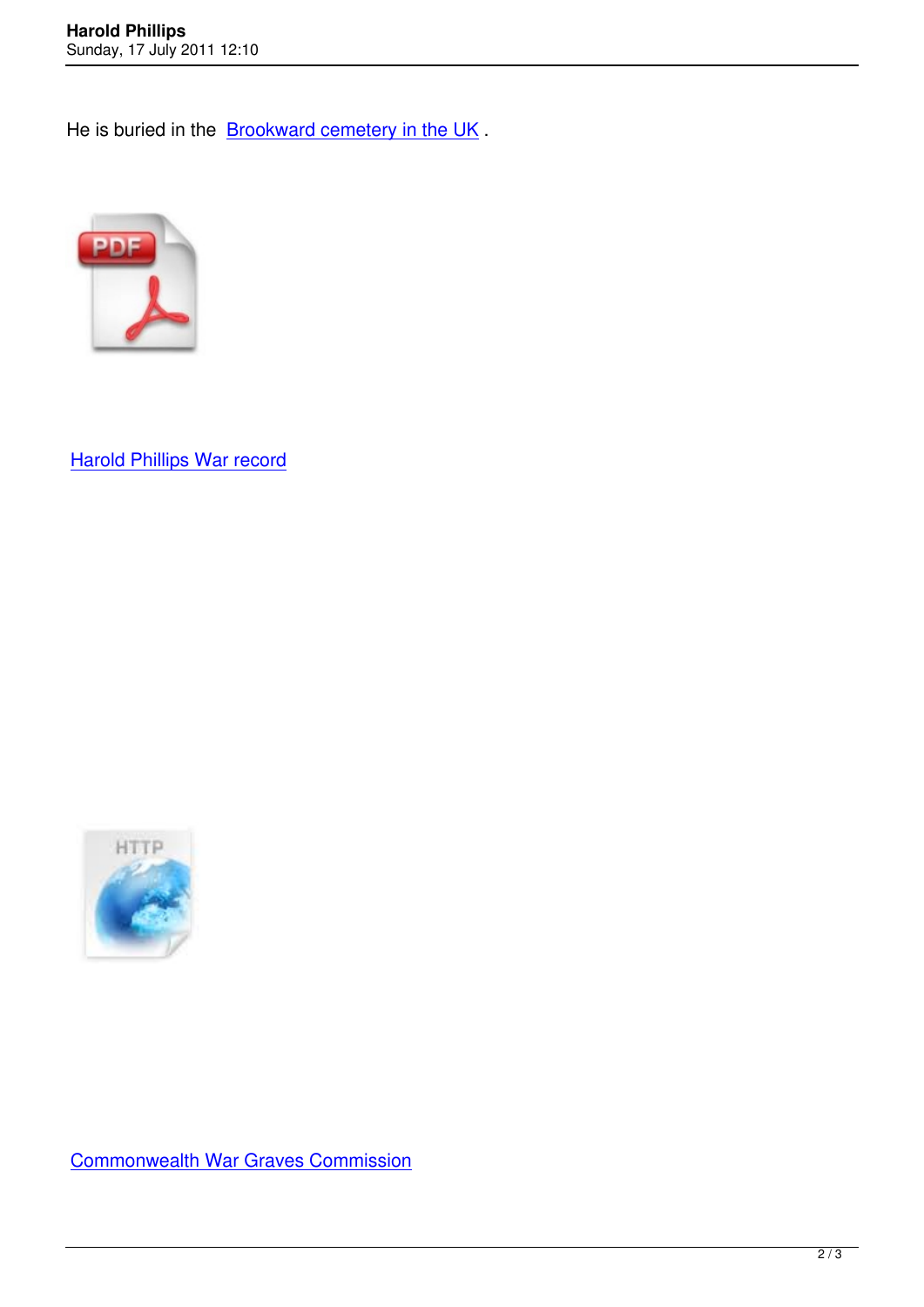He is buried in the Brookward cemetery in the UK .

Harold Phillips War record

Commonwealth War Graves Commission